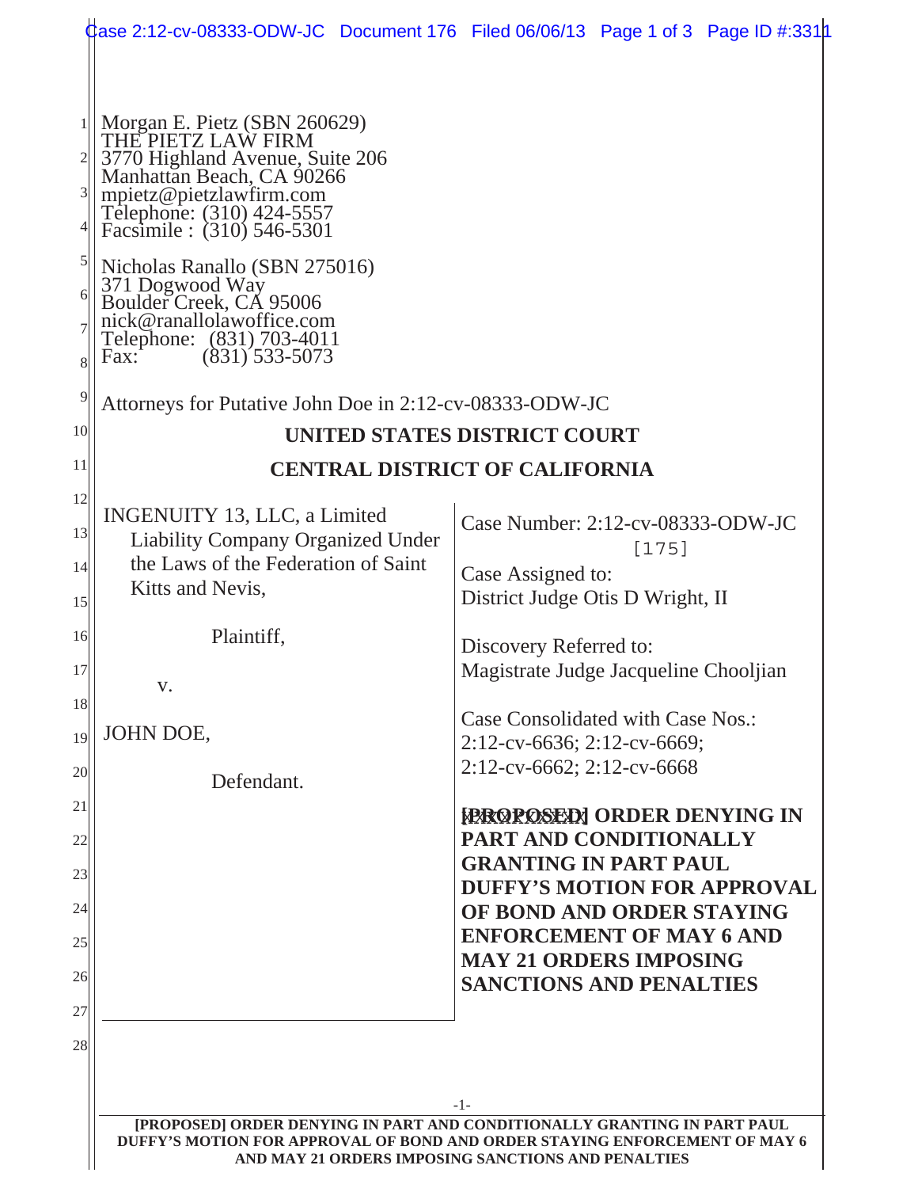Morgan E. Pietz (SBN 260629)
THE PIETZ LAW FIRM
3770 Highland Avenue, Suite 206
Manhattan Beach, CA 90266
mpietz@pietzlawfirm.com
Telephone: (310) 424-5557
Facsimile : (310) 546-5301

Nicholas Ranallo (SBN 275016)
371 Dogwood Way
Boulder Creek, CA 95006
nick@ranallolawoffice.com
Telephone: (831) 703-4011
Fax: (831) 533-5073

Attorneys for Putative John Doe in 2:12-cv-08333-ODW-JC

**UNITED STATES DISTRICT COURT**

**CENTRAL DISTRICT OF CALIFORNIA**

| | |
|---|---|
| INGENUITY 13, LLC, a Limited Liability Company Organized Under the Laws of the Federation of Saint Kitts and Nevis,<br><br>Plaintiff,<br><br>v.<br><br>JOHN DOE,<br><br>Defendant. | Case Number: 2:12-cv-08333-ODW-JC<br>[175]<br>Case Assigned to:<br>District Judge Otis D Wright, II<br><br>Discovery Referred to:<br>Magistrate Judge Jacqueline Chooljian<br><br>Case Consolidated with Case Nos.:<br>2:12-cv-6636; 2:12-cv-6669;<br>2:12-cv-6662; 2:12-cv-6668<br><br>**[PROPOSED] ORDER DENYING IN PART AND CONDITIONALLY GRANTING IN PART PAUL DUFFY'S MOTION FOR APPROVAL OF BOND AND ORDER STAYING ENFORCEMENT OF MAY 6 AND MAY 21 ORDERS IMPOSING SANCTIONS AND PENALTIES** |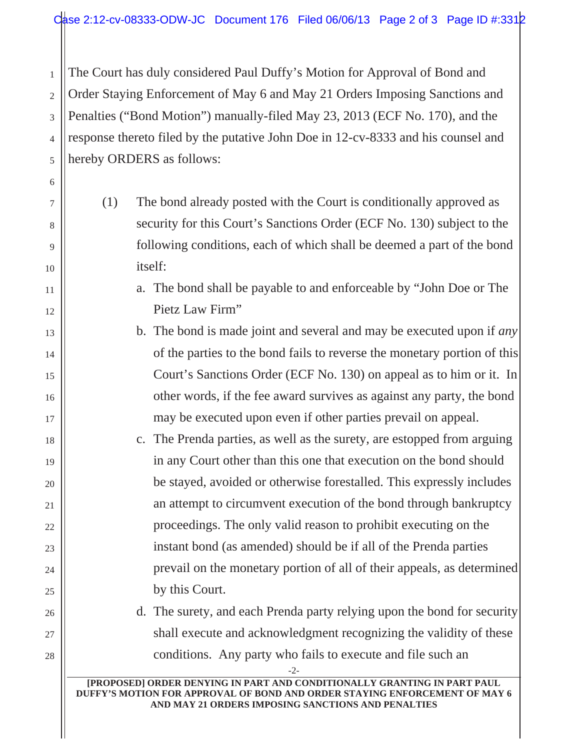The Court has duly considered Paul Duffy's Motion for Approval of Bond and Order Staying Enforcement of May 6 and May 21 Orders Imposing Sanctions and Penalties ("Bond Motion") manually-filed May 23, 2013 (ECF No. 170), and the response thereto filed by the putative John Doe in 12-cv-8333 and his counsel and hereby ORDERS as follows:

(1) The bond already posted with the Court is conditionally approved as security for this Court's Sanctions Order (ECF No. 130) subject to the following conditions, each of which shall be deemed a part of the bond itself:

   a. The bond shall be payable to and enforceable by "John Doe or The Pietz Law Firm"

   b. The bond is made joint and several and may be executed upon if *any* of the parties to the bond fails to reverse the monetary portion of this Court's Sanctions Order (ECF No. 130) on appeal as to him or it. In other words, if the fee award survives as against any party, the bond may be executed upon even if other parties prevail on appeal.

   c. The Prenda parties, as well as the surety, are estopped from arguing in any Court other than this one that execution on the bond should be stayed, avoided or otherwise forestalled. This expressly includes an attempt to circumvent execution of the bond through bankruptcy proceedings. The only valid reason to prohibit executing on the instant bond (as amended) should be if all of the Prenda parties prevail on the monetary portion of all of their appeals, as determined by this Court.

   d. The surety, and each Prenda party relying upon the bond for security shall execute and acknowledgment recognizing the validity of these conditions. Any party who fails to execute and file such an

**[PROPOSED] ORDER DENYING IN PART AND CONDITIONALLY GRANTING IN PART PAUL DUFFY'S MOTION FOR APPROVAL OF BOND AND ORDER STAYING ENFORCEMENT OF MAY 6 AND MAY 21 ORDERS IMPOSING SANCTIONS AND PENALTIES**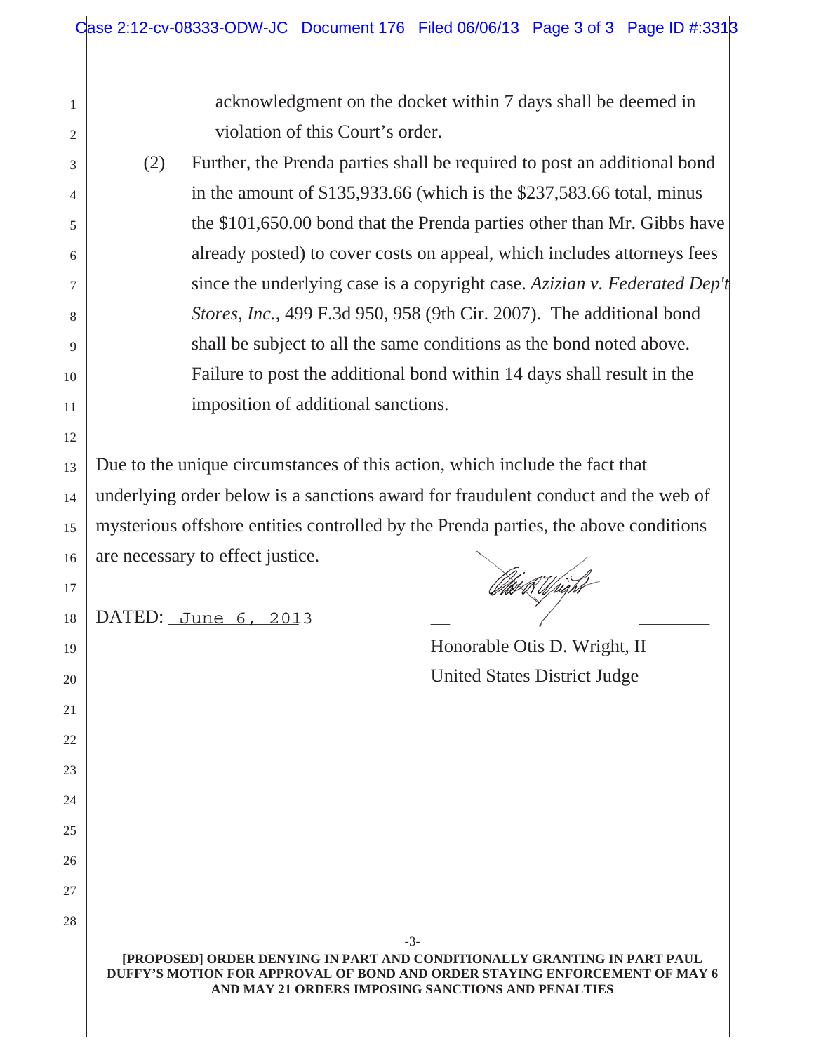acknowledgment on the docket within 7 days shall be deemed in violation of this Court's order.

(2) Further, the Prenda parties shall be required to post an additional bond in the amount of $135,933.66 (which is the $237,583.66 total, minus the $101,650.00 bond that the Prenda parties other than Mr. Gibbs have already posted) to cover costs on appeal, which includes attorneys fees since the underlying case is a copyright case. *Azizian v. Federated Dep't Stores, Inc.*, 499 F.3d 950, 958 (9th Cir. 2007). The additional bond shall be subject to all the same conditions as the bond noted above. Failure to post the additional bond within 14 days shall result in the imposition of additional sanctions.

Due to the unique circumstances of this action, which include the fact that underlying order below is a sanctions award for fraudulent conduct and the web of mysterious offshore entities controlled by the Prenda parties, the above conditions are necessary to effect justice.

DATED: June 6, 2013

Honorable Otis D. Wright, II
United States District Judge

[PROPOSED] ORDER DENYING IN PART AND CONDITIONALLY GRANTING IN PART PAUL DUFFY'S MOTION FOR APPROVAL OF BOND AND ORDER STAYING ENFORCEMENT OF MAY 6 AND MAY 21 ORDERS IMPOSING SANCTIONS AND PENALTIES